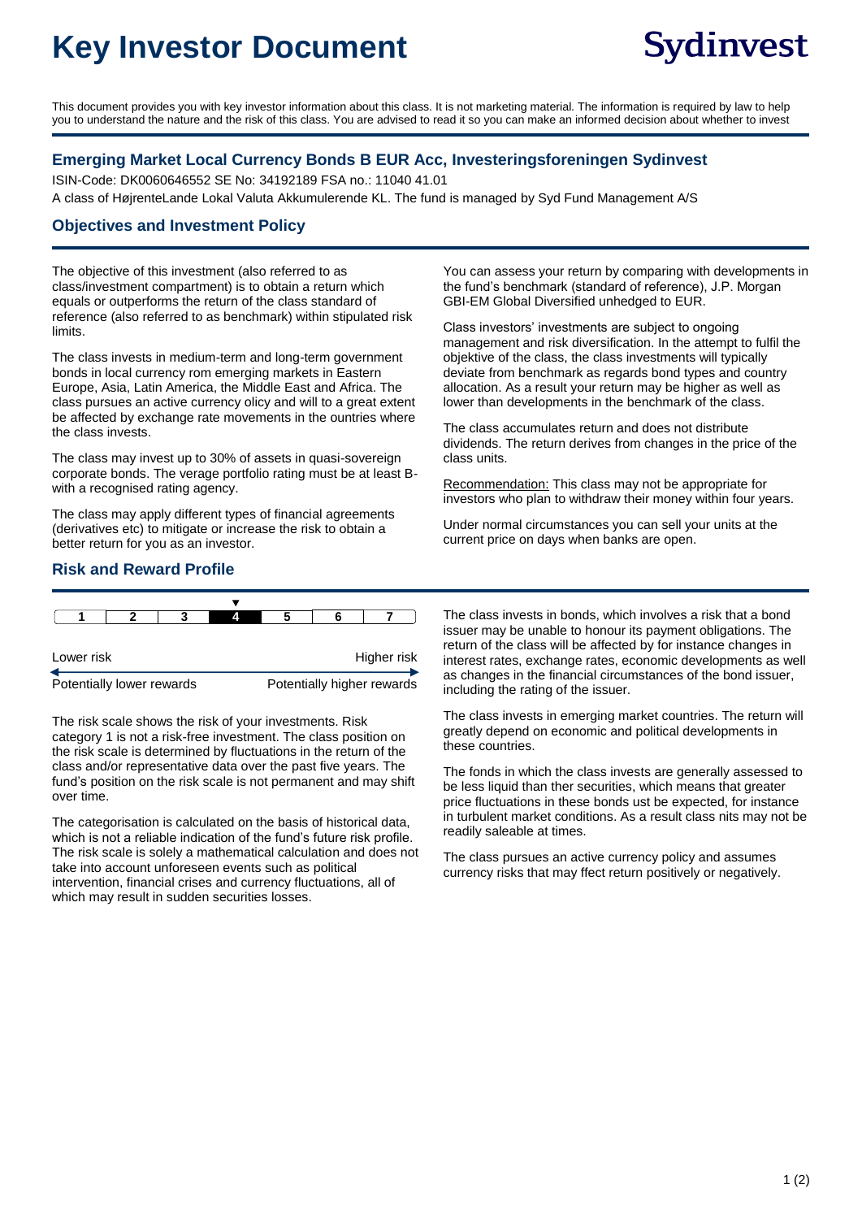# Key Investor Document

Sydinvest

This document provides you with key investor information about this class. It is not marketing material. The information is required by law to help you to understand the nature and the risk of this class. You are advised to read it so you can make an informed decision about whether to invest

## Emerging Market Local Currency Bonds B EUR Acc, Investeringsforeningen Sydinvest

ISIN-Code: DK0060646552 SE No: 34192189 FSA no.: 11040 41.01

A class of HøjrenteLande Lokal Valuta Akkumulerende KL. The fund is managed by Syd Fund Management A/S

## Objectives and Investment Policy

The objective of this investment (also referred to as class/investment compartment) is to obtain a return which equals or outperforms the return of the class standard of reference (also referred to as benchmark) within stipulated risk limits.

The class invests in medium-term and long-term government bonds in local currency rom emerging markets in Eastern Europe, Asia, Latin America, the Middle East and Africa. The class pursues an active currency olicy and will to a great extent be affected by exchange rate movements in the ountries where the class invests.

The class may invest up to 30% of assets in quasi-sovereign corporate bonds. The verage portfolio rating must be at least B- with a recognised rating agency.

The class may apply different types of financial agreements (derivatives etc) to mitigate or increase the risk to obtain a better return for you as an investor.

You can assess your return by comparing with developments in the fund's benchmark (standard of reference), J.P. Morgan GBI-EM Global Diversified unhedged to EUR.

Class investors' investments are subject to ongoing management and risk diversification. In the attempt to fulfil the objektive of the class, the class investments will typically deviate from benchmark as regards bond types and country allocation. As a result your return may be higher as well as lower than developments in the benchmark of the class.

The class accumulates return and does not distribute dividends. The return derives from changes in the price of the class units.

Recommendation: This class may not be appropriate for investors who plan to withdraw their money within four years.

Under normal circumstances you can sell your units at the current price on days when banks are open.

## Risk and Reward Profile

| 1 | 2 | 3 | **4** | 5 | 6 | 7 |
|---|---|---|---|---|---|---|

Lower risk — Higher risk

Potentially lower rewards — Potentially higher rewards

The risk scale shows the risk of your investments. Risk category 1 is not a risk-free investment. The class position on the risk scale is determined by fluctuations in the return of the class and/or representative data over the past five years. The fund's position on the risk scale is not permanent and may shift over time.

The categorisation is calculated on the basis of historical data, which is not a reliable indication of the fund's future risk profile. The risk scale is solely a mathematical calculation and does not take into account unforeseen events such as political intervention, financial crises and currency fluctuations, all of which may result in sudden securities losses.

The class invests in bonds, which involves a risk that a bond issuer may be unable to honour its payment obligations. The return of the class will be affected by for instance changes in interest rates, exchange rates, economic developments as well as changes in the financial circumstances of the bond issuer, including the rating of the issuer.

The class invests in emerging market countries. The return will greatly depend on economic and political developments in these countries.

The fonds in which the class invests are generally assessed to be less liquid than ther securities, which means that greater price fluctuations in these bonds ust be expected, for instance in turbulent market conditions. As a result class nits may not be readily saleable at times.

The class pursues an active currency policy and assumes currency risks that may ffect return positively or negatively.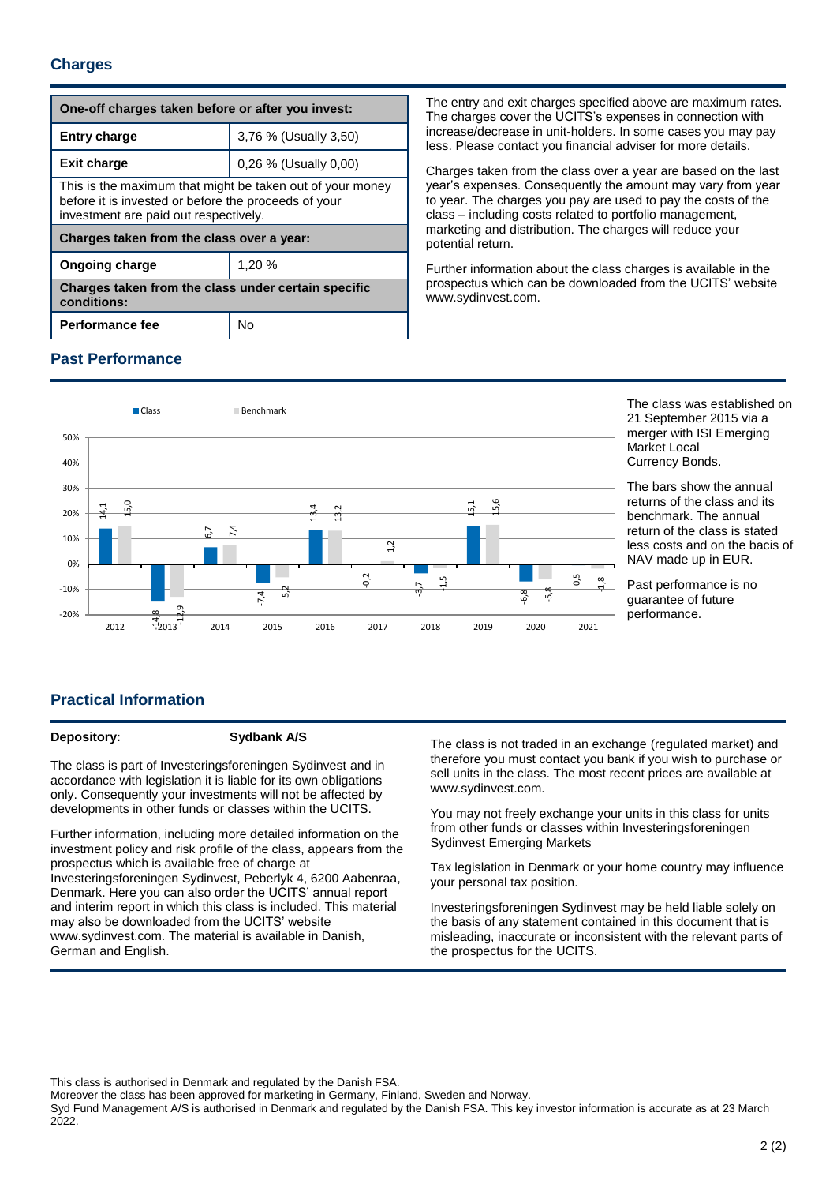## Charges

| One-off charges taken before or after you invest: | |
|---|---|
| **Entry charge** | 3,76 % (Usually 3,50) |
| **Exit charge** | 0,26 % (Usually 0,00) |
| This is the maximum that might be taken out of your money before it is invested or before the proceeds of your investment are paid out respectively. | |
| **Charges taken from the class over a year:** | |
| **Ongoing charge** | 1,20 % |
| **Charges taken from the class under certain specific conditions:** | |
| **Performance fee** | No |

The entry and exit charges specified above are maximum rates. The charges cover the UCITS's expenses in connection with increase/decrease in unit-holders. In some cases you may pay less. Please contact you financial adviser for more details.

Charges taken from the class over a year are based on the last year's expenses. Consequently the amount may vary from year to year. The charges you pay are used to pay the costs of the class – including costs related to portfolio management, marketing and distribution. The charges will reduce your potential return.

Further information about the class charges is available in the prospectus which can be downloaded from the UCITS' website www.sydinvest.com.

## Past Performance

Class
Benchmark

50%
40%
30%
20%
10%
0%
-10%
-20%

2012: 14,1 15,0
2013: -14,8 -12,9
2014: 6,7 7,4
2015: -7,4 -5,2
2016: 13,4 13,2
2017: -0,2 1,2
2018: -3,7 -1,5
2019: 15,1 15,6
2020: -6,8 -5,8
2021: -0,5 -1,8

The class was established on 21 September 2015 via a merger with ISI Emerging Market Local Currency Bonds.

The bars show the annual returns of the class and its benchmark. The annual return of the class is stated less costs and on the bacis of NAV made up in EUR.

Past performance is no guarantee of future performance.

## Practical Information

**Depository:** **Sydbank A/S**

The class is part of Investeringsforeningen Sydinvest and in accordance with legislation it is liable for its own obligations only. Consequently your investments will not be affected by developments in other funds or classes within the UCITS.

Further information, including more detailed information on the investment policy and risk profile of the class, appears from the prospectus which is available free of charge at Investeringsforeningen Sydinvest, Peberlyk 4, 6200 Aabenraa, Denmark. Here you can also order the UCITS' annual report and interim report in which this class is included. This material may also be downloaded from the UCITS' website www.sydinvest.com. The material is available in Danish, German and English.

The class is not traded in an exchange (regulated market) and therefore you must contact you bank if you wish to purchase or sell units in the class. The most recent prices are available at www.sydinvest.com.

You may not freely exchange your units in this class for units from other funds or classes within Investeringsforeningen Sydinvest Emerging Markets

Tax legislation in Denmark or your home country may influence your personal tax position.

Investeringsforeningen Sydinvest may be held liable solely on the basis of any statement contained in this document that is misleading, inaccurate or inconsistent with the relevant parts of the prospectus for the UCITS.

This class is authorised in Denmark and regulated by the Danish FSA.
Moreover the class has been approved for marketing in Germany, Finland, Sweden and Norway.
Syd Fund Management A/S is authorised in Denmark and regulated by the Danish FSA. This key investor information is accurate as at 23 March 2022.